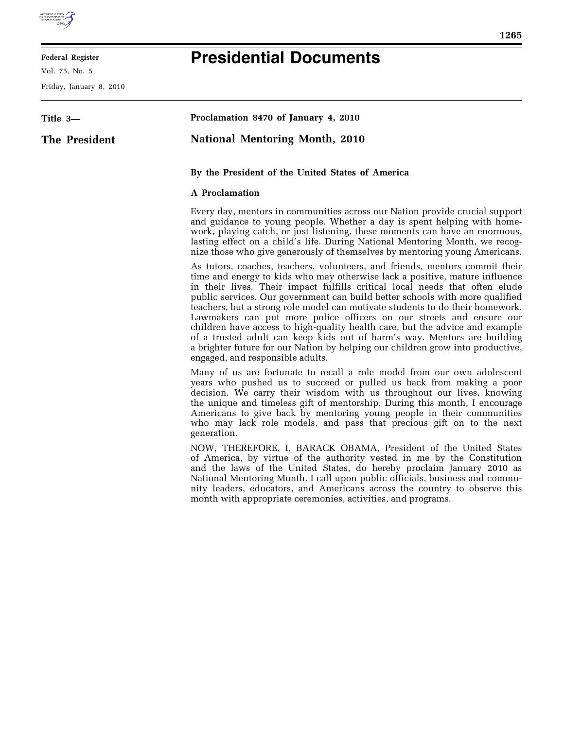**Federal Register**

Vol. 75, No. 5

Friday, January 8, 2010

# Presidential Documents

**Title 3—**

**The President**

**Proclamation 8470 of January 4, 2010**

## National Mentoring Month, 2010

**By the President of the United States of America**

**A Proclamation**

Every day, mentors in communities across our Nation provide crucial support and guidance to young people. Whether a day is spent helping with homework, playing catch, or just listening, these moments can have an enormous, lasting effect on a child's life. During National Mentoring Month, we recognize those who give generously of themselves by mentoring young Americans.

As tutors, coaches, teachers, volunteers, and friends, mentors commit their time and energy to kids who may otherwise lack a positive, mature influence in their lives. Their impact fulfills critical local needs that often elude public services. Our government can build better schools with more qualified teachers, but a strong role model can motivate students to do their homework. Lawmakers can put more police officers on our streets and ensure our children have access to high-quality health care, but the advice and example of a trusted adult can keep kids out of harm's way. Mentors are building a brighter future for our Nation by helping our children grow into productive, engaged, and responsible adults.

Many of us are fortunate to recall a role model from our own adolescent years who pushed us to succeed or pulled us back from making a poor decision. We carry their wisdom with us throughout our lives, knowing the unique and timeless gift of mentorship. During this month, I encourage Americans to give back by mentoring young people in their communities who may lack role models, and pass that precious gift on to the next generation.

NOW, THEREFORE, I, BARACK OBAMA, President of the United States of America, by virtue of the authority vested in me by the Constitution and the laws of the United States, do hereby proclaim January 2010 as National Mentoring Month. I call upon public officials, business and community leaders, educators, and Americans across the country to observe this month with appropriate ceremonies, activities, and programs.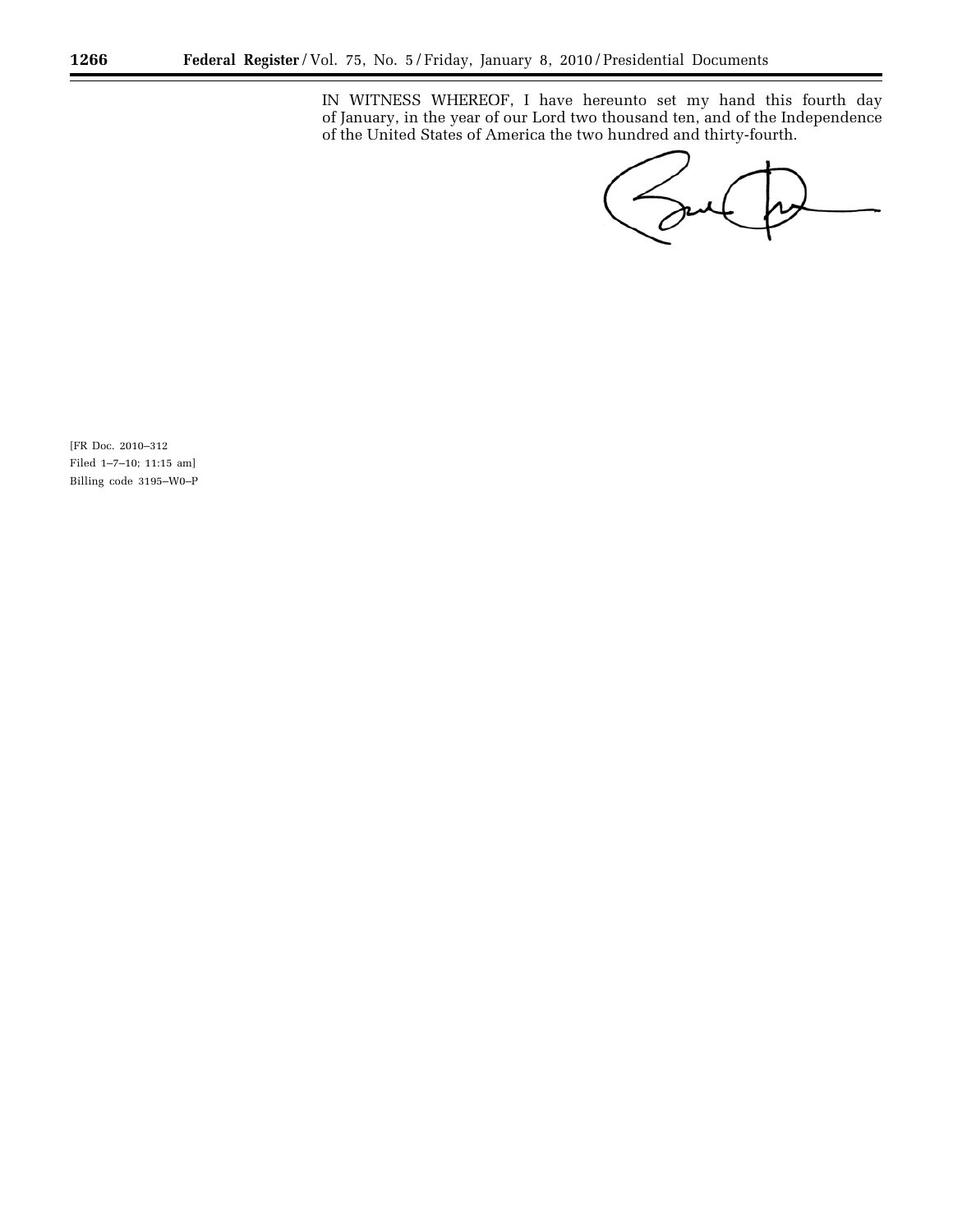IN WITNESS WHEREOF, I have hereunto set my hand this fourth day of January, in the year of our Lord two thousand ten, and of the Independence of the United States of America the two hundred and thirty-fourth.

[FR Doc. 2010–312
Filed 1–7–10; 11:15 am]
Billing code 3195–W0–P